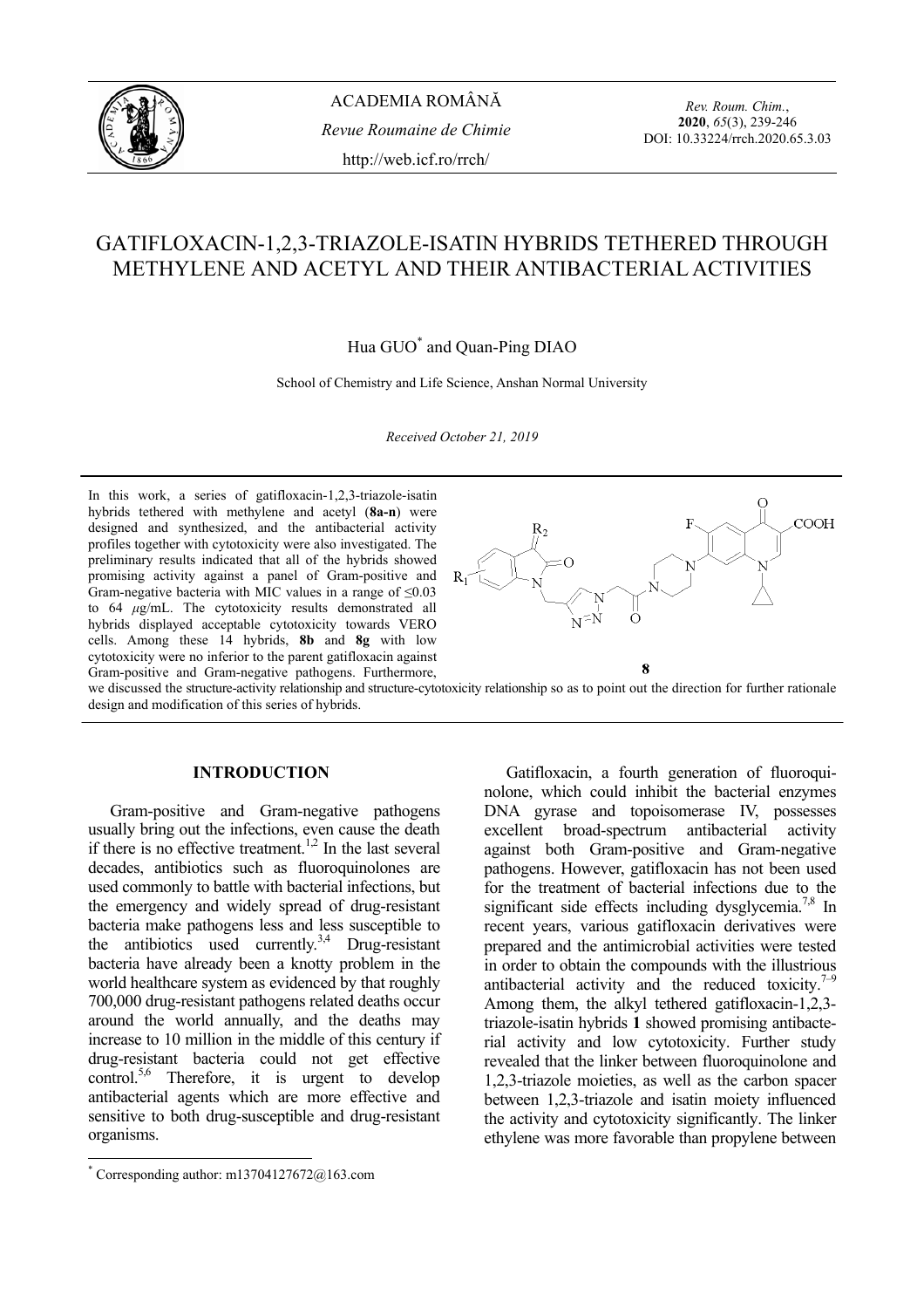ACADEMIA ROMÂNĂ

*Revue Roumaine de Chimie*

http://web.icf.ro/rrch/

*Rev. Roum. Chim.*, **2020**, *65*(3), 239-246
DOI: 10.33224/rrch.2020.65.3.03

# GATIFLOXACIN-1,2,3-TRIAZOLE-ISATIN HYBRIDS TETHERED THROUGH METHYLENE AND ACETYL AND THEIR ANTIBACTERIAL ACTIVITIES

Hua GUO* and Quan-Ping DIAO

School of Chemistry and Life Science, Anshan Normal University

*Received October 21, 2019*

In this work, a series of gatifloxacin-1,2,3-triazole-isatin hybrids tethered with methylene and acetyl (**8a-n**) were designed and synthesized, and the antibacterial activity profiles together with cytotoxicity were also investigated. The preliminary results indicated that all of the hybrids showed promising activity against a panel of Gram-positive and Gram-negative bacteria with MIC values in a range of ≤0.03 to 64 $\mu$g/mL. The cytotoxicity results demonstrated all hybrids displayed acceptable cytotoxicity towards VERO cells. Among these 14 hybrids, **8b** and **8g** with low cytotoxicity were no inferior to the parent gatifloxacin against Gram-positive and Gram-negative pathogens. Furthermore, we discussed the structure-activity relationship and structure-cytotoxicity relationship so as to point out the direction for further rationale design and modification of this series of hybrids.

**8**

## INTRODUCTION

Gram-positive and Gram-negative pathogens usually bring out the infections, even cause the death if there is no effective treatment.[1,2] In the last several decades, antibiotics such as fluoroquinolones are used commonly to battle with bacterial infections, but the emergency and widely spread of drug-resistant bacteria make pathogens less and less susceptible to the antibiotics used currently.[3,4] Drug-resistant bacteria have already been a knotty problem in the world healthcare system as evidenced by that roughly 700,000 drug-resistant pathogens related deaths occur around the world annually, and the deaths may increase to 10 million in the middle of this century if drug-resistant bacteria could not get effective control.[5,6] Therefore, it is urgent to develop antibacterial agents which are more effective and sensitive to both drug-susceptible and drug-resistant organisms.

Gatifloxacin, a fourth generation of fluoroquinolone, which could inhibit the bacterial enzymes DNA gyrase and topoisomerase IV, possesses excellent broad-spectrum antibacterial activity against both Gram-positive and Gram-negative pathogens. However, gatifloxacin has not been used for the treatment of bacterial infections due to the significant side effects including dysglycemia.[7,8] In recent years, various gatifloxacin derivatives were prepared and the antimicrobial activities were tested in order to obtain the compounds with the illustrious antibacterial activity and the reduced toxicity.[7–9] Among them, the alkyl tethered gatifloxacin-1,2,3-triazole-isatin hybrids **1** showed promising antibacterial activity and low cytotoxicity. Further study revealed that the linker between fluoroquinolone and 1,2,3-triazole moieties, as well as the carbon spacer between 1,2,3-triazole and isatin moiety influenced the activity and cytotoxicity significantly. The linker ethylene was more favorable than propylene between

---

* Corresponding author: m13704127672@163.com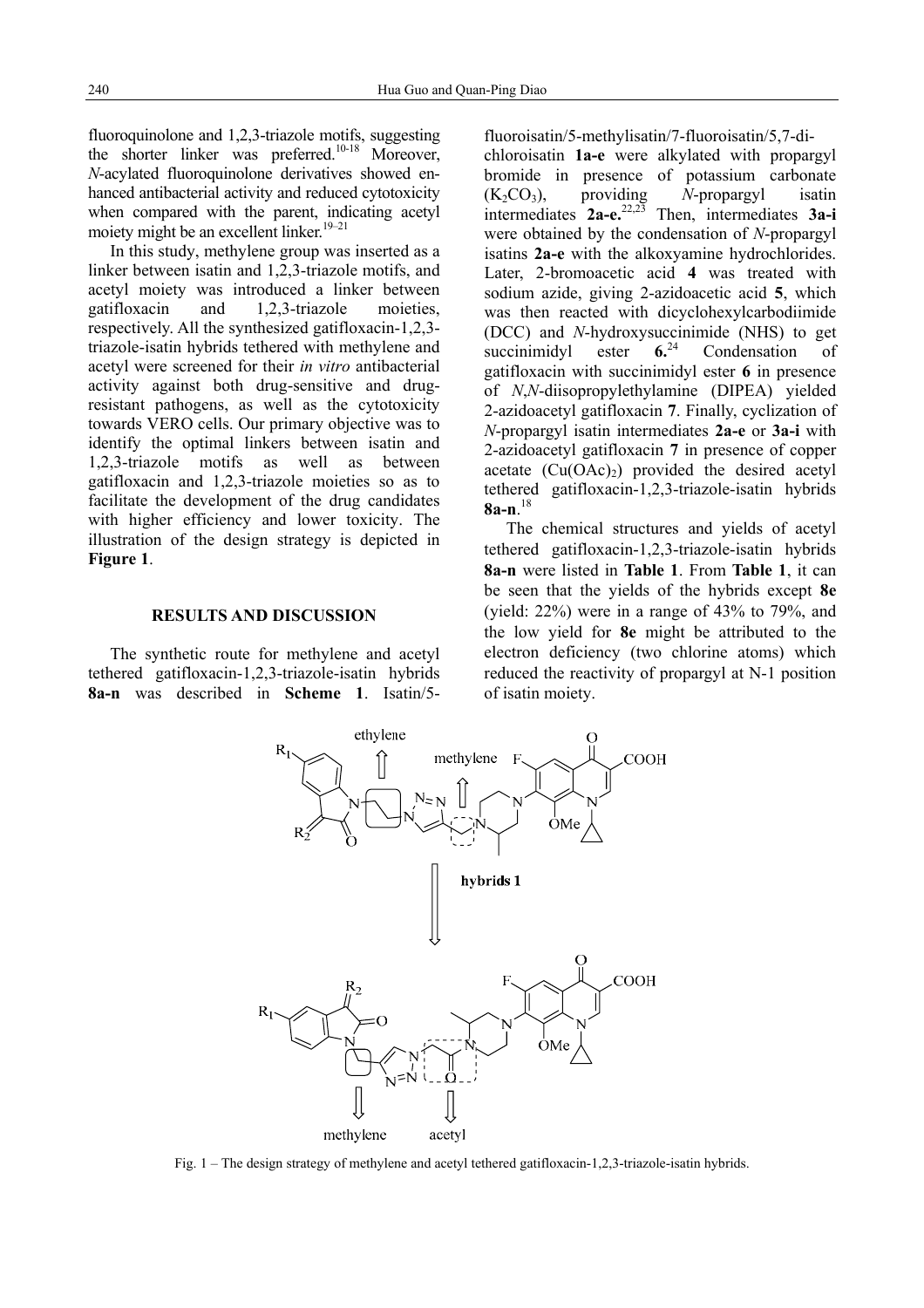fluoroquinolone and 1,2,3-triazole motifs, suggesting the shorter linker was preferred.[10-18] Moreover, *N*-acylated fluoroquinolone derivatives showed enhanced antibacterial activity and reduced cytotoxicity when compared with the parent, indicating acetyl moiety might be an excellent linker.[19–21]

In this study, methylene group was inserted as a linker between isatin and 1,2,3-triazole motifs, and acetyl moiety was introduced a linker between gatifloxacin and 1,2,3-triazole moieties, respectively. All the synthesized gatifloxacin-1,2,3-triazole-isatin hybrids tethered with methylene and acetyl were screened for their *in vitro* antibacterial activity against both drug-sensitive and drug-resistant pathogens, as well as the cytotoxicity towards VERO cells. Our primary objective was to identify the optimal linkers between isatin and 1,2,3-triazole motifs as well as between gatifloxacin and 1,2,3-triazole moieties so as to facilitate the development of the drug candidates with higher efficiency and lower toxicity. The illustration of the design strategy is depicted in **Figure 1**.

## RESULTS AND DISCUSSION

The synthetic route for methylene and acetyl tethered gatifloxacin-1,2,3-triazole-isatin hybrids **8a-n** was described in **Scheme 1**. Isatin/5-fluoroisatin/5-methylisatin/7-fluoroisatin/5,7-dichloroisatin **1a-e** were alkylated with propargyl bromide in presence of potassium carbonate ($K_2CO_3$), providing *N*-propargyl isatin intermediates **2a-e.**[22,23] Then, intermediates **3a-i** were obtained by the condensation of *N*-propargyl isatins **2a-e** with the alkoxyamine hydrochlorides. Later, 2-bromoacetic acid **4** was treated with sodium azide, giving 2-azidoacetic acid **5**, which was then reacted with dicyclohexylcarbodiimide (DCC) and *N*-hydroxysuccinimide (NHS) to get succinimidyl ester **6.**[24] Condensation of gatifloxacin with succinimidyl ester **6** in presence of *N*,*N*-diisopropylethylamine (DIPEA) yielded 2-azidoacetyl gatifloxacin **7**. Finally, cyclization of *N*-propargyl isatin intermediates **2a-e** or **3a-i** with 2-azidoacetyl gatifloxacin **7** in presence of copper acetate ($Cu(OAc)_2$) provided the desired acetyl tethered gatifloxacin-1,2,3-triazole-isatin hybrids **8a-n**.[18]

The chemical structures and yields of acetyl tethered gatifloxacin-1,2,3-triazole-isatin hybrids **8a-n** were listed in **Table 1**. From **Table 1**, it can be seen that the yields of the hybrids except **8e** (yield: 22%) were in a range of 43% to 79%, and the low yield for **8e** might be attributed to the electron deficiency (two chlorine atoms) which reduced the reactivity of propargyl at N-1 position of isatin moiety.

Fig. 1 – The design strategy of methylene and acetyl tethered gatifloxacin-1,2,3-triazole-isatin hybrids.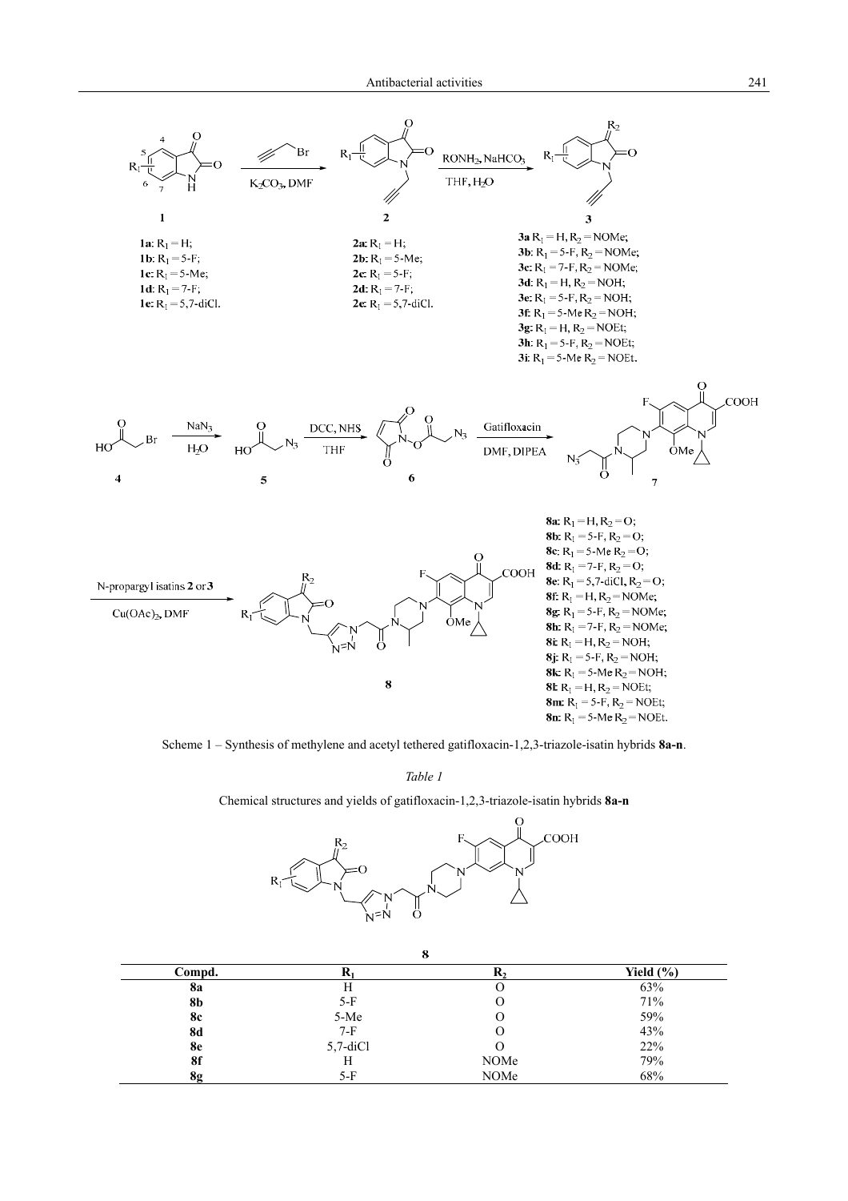**1a**: $R_1$ = H;
**1b**: $R_1$ = 5-F;
**1c**: $R_1$ = 5-Me;
**1d**: $R_1$ = 7-F;
**1e**: $R_1$ = 5,7-diCl.

**2a**: $R_1$ = H;
**2b**: $R_1$ = 5-Me;
**2c**: $R_1$ = 5-F;
**2d**: $R_1$ = 7-F;
**2e**: $R_1$ = 5,7-diCl.

**3a** $R_1$ = H, $R_2$ = NOMe;
**3b**: $R_1$ = 5-F, $R_2$ = NOMe;
**3c**: $R_1$ = 7-F, $R_2$ = NOMe;
**3d**: $R_1$ = H, $R_2$ = NOH;
**3e**: $R_1$ = 5-F, $R_2$ = NOH;
**3f**: $R_1$ = 5-Me $R_2$ = NOH;
**3g**: $R_1$ = H, $R_2$ = NOEt;
**3h**: $R_1$ = 5-F, $R_2$ = NOEt;
**3i**: $R_1$ = 5-Me $R_2$ = NOEt.

**8a**: $R_1$ = H, $R_2$ = O;
**8b**: $R_1$ = 5-F, $R_2$ = O;
**8c**: $R_1$ = 5-Me $R_2$ = O;
**8d**: $R_1$ = 7-F, $R_2$ = O;
**8e**: $R_1$ = 5,7-diCl, $R_2$ = O;
**8f**: $R_1$ = H, $R_2$ = NOMe;
**8g**: $R_1$ = 5-F, $R_2$ = NOMe;
**8h**: $R_1$ = 7-F, $R_2$ = NOMe;
**8i**: $R_1$ = H, $R_2$ = NOH;
**8j**: $R_1$ = 5-F, $R_2$ = NOH;
**8k**: $R_1$ = 5-Me $R_2$ = NOH;
**8l**: $R_1$ = H, $R_2$ = NOEt;
**8m**: $R_1$ = 5-F, $R_2$ = NOEt;
**8n**: $R_1$ = 5-Me $R_2$ = NOEt.

Scheme 1 – Synthesis of methylene and acetyl tethered gatifloxacin-1,2,3-triazole-isatin hybrids **8a-n**.

*Table 1*

Chemical structures and yields of gatifloxacin-1,2,3-triazole-isatin hybrids **8a-n**

| Compd. | $R_1$ | $R_2$ | Yield (%) |
|---|---|---|---|
| **8a** | H | O | 63% |
| **8b** | 5-F | O | 71% |
| **8c** | 5-Me | O | 59% |
| **8d** | 7-F | O | 43% |
| **8e** | 5,7-diCl | O | 22% |
| **8f** | H | NOMe | 79% |
| **8g** | 5-F | NOMe | 68% |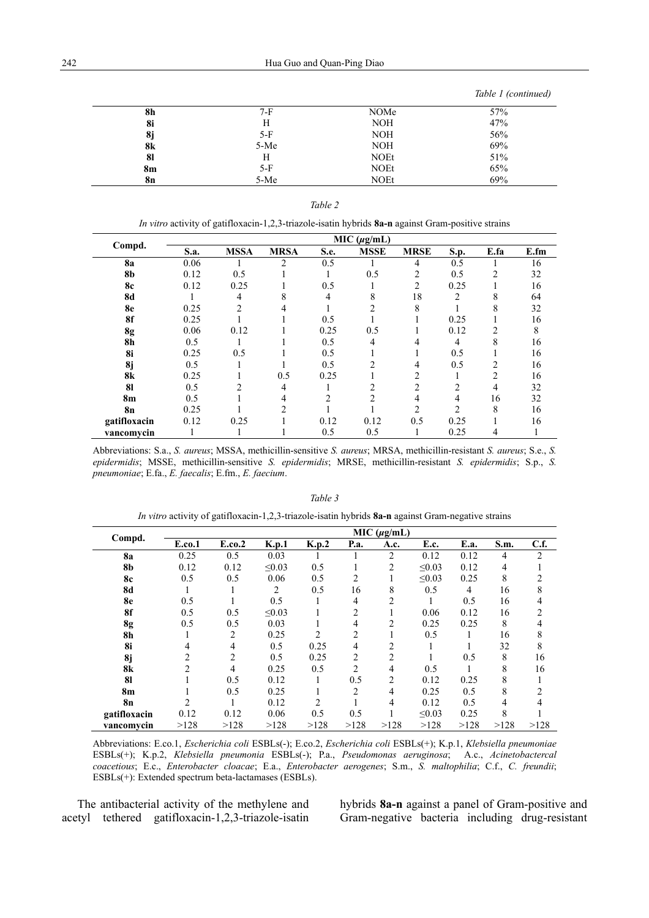*Table 1 (continued)*

| | | | |
|---|---|---|---|
| **8h** | 7-F | NOMe | 57% |
| **8i** | H | NOH | 47% |
| **8j** | 5-F | NOH | 56% |
| **8k** | 5-Me | NOH | 69% |
| **8l** | H | NOEt | 51% |
| **8m** | 5-F | NOEt | 65% |
| **8n** | 5-Me | NOEt | 69% |

*Table 2*

*In vitro* activity of gatifloxacin-1,2,3-triazole-isatin hybrids **8a-n** against Gram-positive strains

| Compd. | MIC (*μ*g/mL) | | | | | | | | |
|---|---|---|---|---|---|---|---|---|---|
| | S.a. | MSSA | MRSA | S.e. | MSSE | MRSE | S.p. | E.fa | E.fm |
| **8a** | 0.06 | 1 | 2 | 0.5 | 1 | 4 | 0.5 | 1 | 16 |
| **8b** | 0.12 | 0.5 | 1 | 1 | 0.5 | 2 | 0.5 | 2 | 32 |
| **8c** | 0.12 | 0.25 | 1 | 0.5 | 1 | 2 | 0.25 | 1 | 16 |
| **8d** | 1 | 4 | 8 | 4 | 8 | 18 | 2 | 8 | 64 |
| **8e** | 0.25 | 2 | 4 | 1 | 2 | 8 | 1 | 8 | 32 |
| **8f** | 0.25 | 1 | 1 | 0.5 | 1 | 1 | 0.25 | 1 | 16 |
| **8g** | 0.06 | 0.12 | 1 | 0.25 | 0.5 | 1 | 0.12 | 2 | 8 |
| **8h** | 0.5 | 1 | 1 | 0.5 | 4 | 4 | 4 | 8 | 16 |
| **8i** | 0.25 | 0.5 | 1 | 0.5 | 1 | 1 | 0.5 | 1 | 16 |
| **8j** | 0.5 | 1 | 1 | 0.5 | 2 | 4 | 0.5 | 2 | 16 |
| **8k** | 0.25 | 1 | 0.5 | 0.25 | 1 | 2 | 1 | 2 | 16 |
| **8l** | 0.5 | 2 | 4 | 1 | 2 | 2 | 2 | 4 | 32 |
| **8m** | 0.5 | 1 | 4 | 2 | 2 | 4 | 4 | 16 | 32 |
| **8n** | 0.25 | 1 | 2 | 1 | 1 | 2 | 2 | 8 | 16 |
| **gatifloxacin** | 0.12 | 0.25 | 1 | 0.12 | 0.12 | 0.5 | 0.25 | 1 | 16 |
| **vancomycin** | 1 | 1 | 1 | 0.5 | 0.5 | 1 | 0.25 | 4 | 1 |

Abbreviations: S.a., *S. aureus*; MSSA, methicillin-sensitive *S. aureus*; MRSA, methicillin-resistant *S. aureus*; S.e., *S. epidermidis*; MSSE, methicillin-sensitive *S. epidermidis*; MRSE, methicillin-resistant *S. epidermidis*; S.p., *S. pneumoniae*; E.fa., *E. faecalis*; E.fm., *E. faecium*.

*Table 3*

*In vitro* activity of gatifloxacin-1,2,3-triazole-isatin hybrids **8a-n** against Gram-negative strains

| Compd. | MIC (*μ*g/mL) | | | | | | | | | |
|---|---|---|---|---|---|---|---|---|---|---|
| | E.co.1 | E.co.2 | K.p.1 | K.p.2 | P.a. | A.c. | E.c. | E.a. | S.m. | C.f. |
| **8a** | 0.25 | 0.5 | 0.03 | 1 | 1 | 2 | 0.12 | 0.12 | 4 | 2 |
| **8b** | 0.12 | 0.12 | ≤0.03 | 0.5 | 1 | 2 | ≤0.03 | 0.12 | 4 | 1 |
| **8c** | 0.5 | 0.5 | 0.06 | 0.5 | 2 | 1 | ≤0.03 | 0.25 | 8 | 2 |
| **8d** | 1 | 1 | 2 | 0.5 | 16 | 8 | 0.5 | 4 | 16 | 8 |
| **8e** | 0.5 | 1 | 0.5 | 1 | 4 | 2 | 1 | 0.5 | 16 | 4 |
| **8f** | 0.5 | 0.5 | ≤0.03 | 1 | 2 | 1 | 0.06 | 0.12 | 16 | 2 |
| **8g** | 0.5 | 0.5 | 0.03 | 1 | 4 | 2 | 0.25 | 0.25 | 8 | 4 |
| **8h** | 1 | 2 | 0.25 | 2 | 2 | 1 | 0.5 | 1 | 16 | 8 |
| **8i** | 4 | 4 | 0.5 | 0.25 | 4 | 2 | 1 | 1 | 32 | 8 |
| **8j** | 2 | 2 | 0.5 | 0.25 | 2 | 2 | 1 | 0.5 | 8 | 16 |
| **8k** | 2 | 4 | 0.25 | 0.5 | 2 | 4 | 0.5 | 1 | 8 | 16 |
| **8l** | 1 | 0.5 | 0.12 | 1 | 0.5 | 2 | 0.12 | 0.25 | 8 | 1 |
| **8m** | 1 | 0.5 | 0.25 | 1 | 2 | 4 | 0.25 | 0.5 | 8 | 2 |
| **8n** | 2 | 1 | 0.12 | 2 | 1 | 4 | 0.12 | 0.5 | 4 | 4 |
| **gatifloxacin** | 0.12 | 0.12 | 0.06 | 0.5 | 0.5 | 1 | ≤0.03 | 0.25 | 8 | 1 |
| **vancomycin** | >128 | >128 | >128 | >128 | >128 | >128 | >128 | >128 | >128 | >128 |

Abbreviations: E.co.1, *Escherichia coli* ESBLs(-); E.co.2, *Escherichia coli* ESBLs(+); K.p.1, *Klebsiella pneumoniae* ESBLs(+); K.p.2, *Klebsiella pneumonia* ESBLs(-); P.a., *Pseudomonas aeruginosa*; A.c., *Acinetobactercal coacetious*; E.c., *Enterobacter cloacae*; E.a., *Enterobacter aerogenes*; S.m., *S. maltophilia*; C.f., *C. freundii*; ESBLs(+): Extended spectrum beta-lactamases (ESBLs).

The antibacterial activity of the methylene and acetyl tethered gatifloxacin-1,2,3-triazole-isatin hybrids **8a-n** against a panel of Gram-positive and Gram-negative bacteria including drug-resistant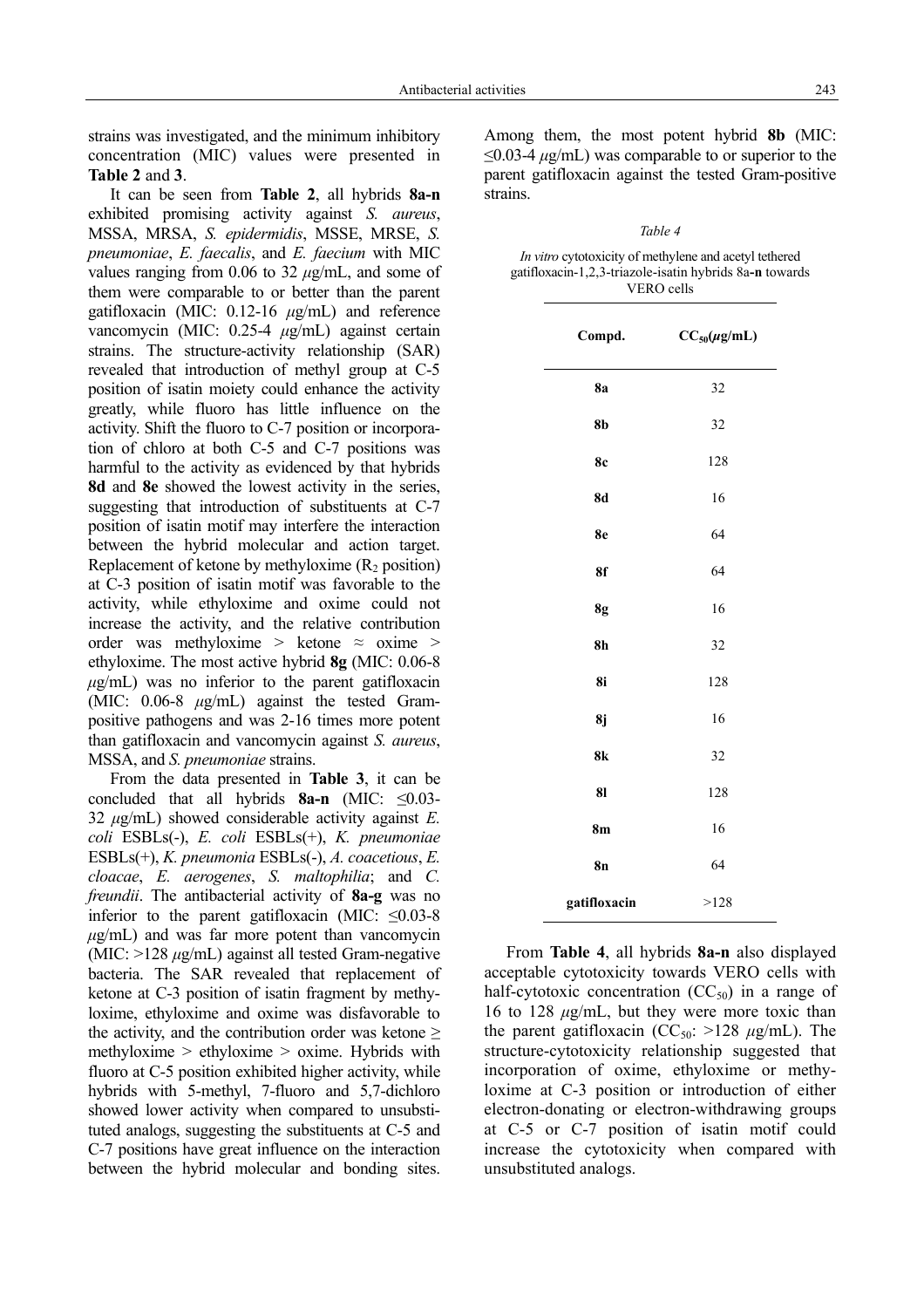strains was investigated, and the minimum inhibitory concentration (MIC) values were presented in **Table 2** and **3**.

It can be seen from **Table 2**, all hybrids **8a-n** exhibited promising activity against *S. aureus*, MSSA, MRSA, *S. epidermidis*, MSSE, MRSE, *S. pneumoniae*, *E. faecalis*, and *E. faecium* with MIC values ranging from 0.06 to 32 $\mu$g/mL, and some of them were comparable to or better than the parent gatifloxacin (MIC: 0.12-16 $\mu$g/mL) and reference vancomycin (MIC: 0.25-4 $\mu$g/mL) against certain strains. The structure-activity relationship (SAR) revealed that introduction of methyl group at C-5 position of isatin moiety could enhance the activity greatly, while fluoro has little influence on the activity. Shift the fluoro to C-7 position or incorporation of chloro at both C-5 and C-7 positions was harmful to the activity as evidenced by that hybrids **8d** and **8e** showed the lowest activity in the series, suggesting that introduction of substituents at C-7 position of isatin motif may interfere the interaction between the hybrid molecular and action target. Replacement of ketone by methyloxime ($R_2$ position) at C-3 position of isatin motif was favorable to the activity, while ethyloxime and oxime could not increase the activity, and the relative contribution order was methyloxime > ketone ≈ oxime > ethyloxime. The most active hybrid **8g** (MIC: 0.06-8 $\mu$g/mL) was no inferior to the parent gatifloxacin (MIC: 0.06-8 $\mu$g/mL) against the tested Gram-positive pathogens and was 2-16 times more potent than gatifloxacin and vancomycin against *S. aureus*, MSSA, and *S. pneumoniae* strains.

From the data presented in **Table 3**, it can be concluded that all hybrids **8a-n** (MIC: ≤0.03-32 $\mu$g/mL) showed considerable activity against *E. coli* ESBLs(-), *E. coli* ESBLs(+), *K. pneumoniae* ESBLs(+), *K. pneumonia* ESBLs(-), *A. coacetious*, *E. cloacae*, *E. aerogenes*, *S. maltophilia*; and *C. freundii*. The antibacterial activity of **8a-g** was no inferior to the parent gatifloxacin (MIC: ≤0.03-8 $\mu$g/mL) and was far more potent than vancomycin (MIC: >128 $\mu$g/mL) against all tested Gram-negative bacteria. The SAR revealed that replacement of ketone at C-3 position of isatin fragment by methyloxime, ethyloxime and oxime was disfavorable to the activity, and the contribution order was ketone ≥ methyloxime > ethyloxime > oxime. Hybrids with fluoro at C-5 position exhibited higher activity, while hybrids with 5-methyl, 7-fluoro and 5,7-dichloro showed lower activity when compared to unsubstituted analogs, suggesting the substituents at C-5 and C-7 positions have great influence on the interaction between the hybrid molecular and bonding sites. Among them, the most potent hybrid **8b** (MIC: ≤0.03-4 $\mu$g/mL) was comparable to or superior to the parent gatifloxacin against the tested Gram-positive strains.

*Table 4*

*In vitro* cytotoxicity of methylene and acetyl tethered gatifloxacin-1,2,3-triazole-isatin hybrids 8a-**n** towards VERO cells

| Compd. | $CC_{50}$($\mu$g/mL) |
|---|---|
| **8a** | 32 |
| **8b** | 32 |
| **8c** | 128 |
| **8d** | 16 |
| **8e** | 64 |
| **8f** | 64 |
| **8g** | 16 |
| **8h** | 32 |
| **8i** | 128 |
| **8j** | 16 |
| **8k** | 32 |
| **8l** | 128 |
| **8m** | 16 |
| **8n** | 64 |
| **gatifloxacin** | >128 |

From **Table 4**, all hybrids **8a-n** also displayed acceptable cytotoxicity towards VERO cells with half-cytotoxic concentration ($CC_{50}$) in a range of 16 to 128 $\mu$g/mL, but they were more toxic than the parent gatifloxacin ($CC_{50}$: >128 $\mu$g/mL). The structure-cytotoxicity relationship suggested that incorporation of oxime, ethyloxime or methyloxime at C-3 position or introduction of either electron-donating or electron-withdrawing groups at C-5 or C-7 position of isatin motif could increase the cytotoxicity when compared with unsubstituted analogs.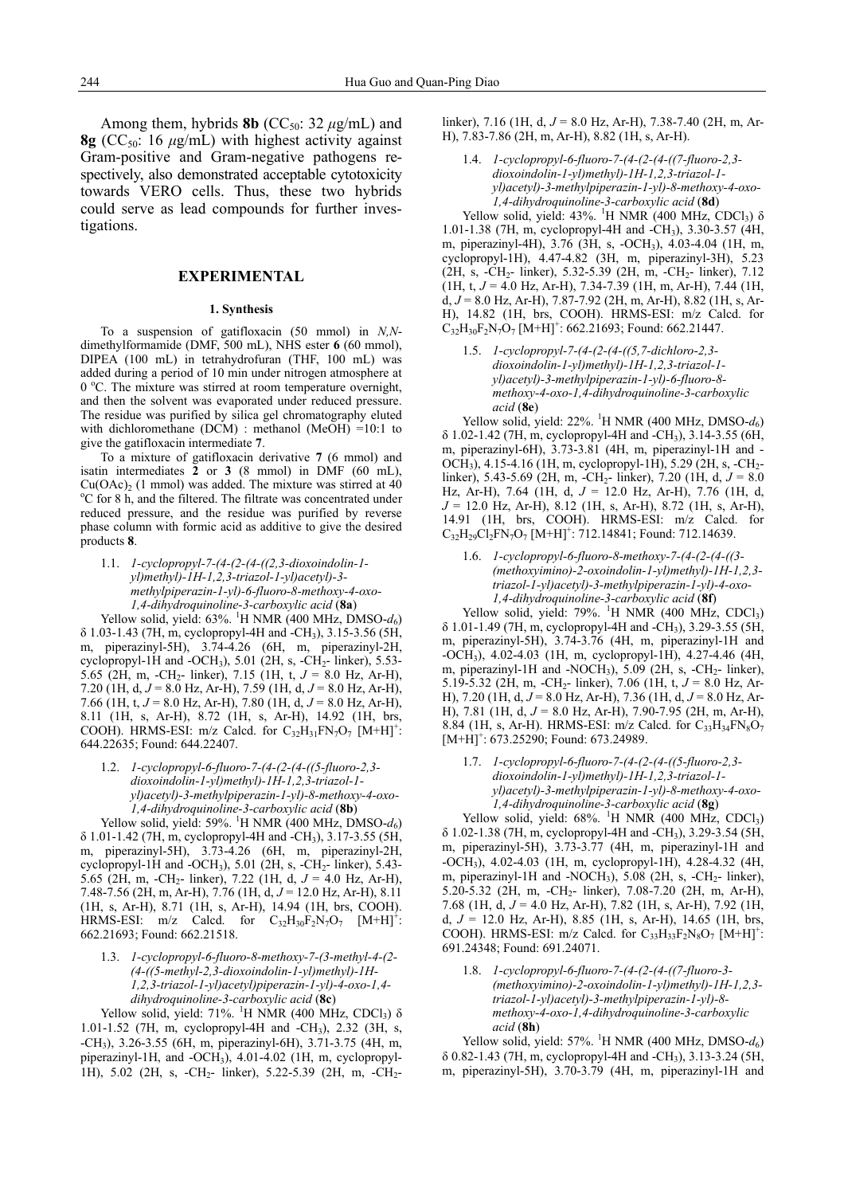Among them, hybrids **8b** ($CC_{50}$: 32 $\mu$g/mL) and **8g** ($CC_{50}$: 16 $\mu$g/mL) with highest activity against Gram-positive and Gram-negative pathogens respectively, also demonstrated acceptable cytotoxicity towards VERO cells. Thus, these two hybrids could serve as lead compounds for further investigations.

## EXPERIMENTAL

### 1. Synthesis

To a suspension of gatifloxacin (50 mmol) in *N,N*-dimethylformamide (DMF, 500 mL), NHS ester **6** (60 mmol), DIPEA (100 mL) in tetrahydrofuran (THF, 100 mL) was added during a period of 10 min under nitrogen atmosphere at 0 °C. The mixture was stirred at room temperature overnight, and then the solvent was evaporated under reduced pressure. The residue was purified by silica gel chromatography eluted with dichloromethane (DCM) : methanol (MeOH) =10:1 to give the gatifloxacin intermediate **7**.

To a mixture of gatifloxacin derivative **7** (6 mmol) and isatin intermediates **2** or **3** (8 mmol) in DMF (60 mL), $Cu(OAc)_2$ (1 mmol) was added. The mixture was stirred at 40 °C for 8 h, and the filtered. The filtrate was concentrated under reduced pressure, and the residue was purified by reverse phase column with formic acid as additive to give the desired products **8**.

1.1. *1-cyclopropyl-7-(4-(2-(4-((2,3-dioxoindolin-1-yl)methyl)-1H-1,2,3-triazol-1-yl)acetyl)-3-methylpiperazin-1-yl)-6-fluoro-8-methoxy-4-oxo-1,4-dihydroquinoline-3-carboxylic acid* (**8a**)

Yellow solid, yield: 63%. $^1$H NMR (400 MHz, DMSO-$d_6$) δ 1.03-1.43 (7H, m, cyclopropyl-4H and -$CH_3$), 3.15-3.56 (5H, m, piperazinyl-5H), 3.74-4.26 (6H, m, piperazinyl-2H, cyclopropyl-1H and -$OCH_3$), 5.01 (2H, s, -$CH_2$- linker), 5.53-5.65 (2H, m, -$CH_2$- linker), 7.15 (1H, t, $J$ = 8.0 Hz, Ar-H), 7.20 (1H, d, $J$ = 8.0 Hz, Ar-H), 7.59 (1H, d, $J$ = 8.0 Hz, Ar-H), 7.66 (1H, t, $J$ = 8.0 Hz, Ar-H), 7.80 (1H, d, $J$ = 8.0 Hz, Ar-H), 8.11 (1H, s, Ar-H), 8.72 (1H, s, Ar-H), 14.92 (1H, brs, COOH). HRMS-ESI: m/z Calcd. for $C_{32}H_{31}FN_7O_7$ $[M+H]^+$: 644.22635; Found: 644.22407.

1.2. *1-cyclopropyl-6-fluoro-7-(4-(2-(4-((5-fluoro-2,3-dioxoindolin-1-yl)methyl)-1H-1,2,3-triazol-1-yl)acetyl)-3-methylpiperazin-1-yl)-8-methoxy-4-oxo-1,4-dihydroquinoline-3-carboxylic acid* (**8b**)

Yellow solid, yield: 59%. $^1$H NMR (400 MHz, DMSO-$d_6$) δ 1.01-1.42 (7H, m, cyclopropyl-4H and -$CH_3$), 3.17-3.55 (5H, m, piperazinyl-5H), 3.73-4.26 (6H, m, piperazinyl-2H, cyclopropyl-1H and -$OCH_3$), 5.01 (2H, s, -$CH_2$- linker), 5.43-5.65 (2H, m, -$CH_2$- linker), 7.22 (1H, d, $J$ = 4.0 Hz, Ar-H), 7.48-7.56 (2H, m, Ar-H), 7.76 (1H, d, $J$ = 12.0 Hz, Ar-H), 8.11 (1H, s, Ar-H), 8.71 (1H, s, Ar-H), 14.94 (1H, brs, COOH). HRMS-ESI: m/z Calcd. for $C_{32}H_{30}F_2N_7O_7$ $[M+H]^+$: 662.21693; Found: 662.21518.

1.3. *1-cyclopropyl-6-fluoro-8-methoxy-7-(3-methyl-4-(2-(4-((5-methyl-2,3-dioxoindolin-1-yl)methyl)-1H-1,2,3-triazol-1-yl)acetyl)piperazin-1-yl)-4-oxo-1,4-dihydroquinoline-3-carboxylic acid* (**8c**)

Yellow solid, yield: 71%. $^1$H NMR (400 MHz, $CDCl_3$) δ 1.01-1.52 (7H, m, cyclopropyl-4H and -$CH_3$), 2.32 (3H, s, -$CH_3$), 3.26-3.55 (6H, m, piperazinyl-6H), 3.71-3.75 (4H, m, piperazinyl-1H, and -$OCH_3$), 4.01-4.02 (1H, m, cyclopropyl-1H), 5.02 (2H, s, -$CH_2$- linker), 5.22-5.39 (2H, m, -$CH_2$- linker), 7.16 (1H, d, $J$ = 8.0 Hz, Ar-H), 7.38-7.40 (2H, m, Ar-H), 7.83-7.86 (2H, m, Ar-H), 8.82 (1H, s, Ar-H).

1.4. *1-cyclopropyl-6-fluoro-7-(4-(2-(4-((7-fluoro-2,3-dioxoindolin-1-yl)methyl)-1H-1,2,3-triazol-1-yl)acetyl)-3-methylpiperazin-1-yl)-8-methoxy-4-oxo-1,4-dihydroquinoline-3-carboxylic acid* (**8d**)

Yellow solid, yield: 43%. $^1$H NMR (400 MHz, $CDCl_3$) δ 1.01-1.38 (7H, m, cyclopropyl-4H and -$CH_3$), 3.30-3.57 (4H, m, piperazinyl-4H), 3.76 (3H, s, -$OCH_3$), 4.03-4.04 (1H, m, cyclopropyl-1H), 4.47-4.82 (3H, m, piperazinyl-3H), 5.23 (2H, s, -$CH_2$- linker), 5.32-5.39 (2H, m, -$CH_2$- linker), 7.12 (1H, t, $J$ = 4.0 Hz, Ar-H), 7.34-7.39 (1H, m, Ar-H), 7.44 (1H, d, $J$ = 8.0 Hz, Ar-H), 7.87-7.92 (2H, m, Ar-H), 8.82 (1H, s, Ar-H), 14.82 (1H, brs, COOH). HRMS-ESI: m/z Calcd. for $C_{32}H_{30}F_2N_7O_7$ $[M+H]^+$: 662.21693; Found: 662.21447.

1.5. *1-cyclopropyl-7-(4-(2-(4-((5,7-dichloro-2,3-dioxoindolin-1-yl)methyl)-1H-1,2,3-triazol-1-yl)acetyl)-3-methylpiperazin-1-yl)-6-fluoro-8-methoxy-4-oxo-1,4-dihydroquinoline-3-carboxylic acid* (**8e**)

Yellow solid, yield: 22%. $^1$H NMR (400 MHz, DMSO-$d_6$) δ 1.02-1.42 (7H, m, cyclopropyl-4H and -$CH_3$), 3.14-3.55 (6H, m, piperazinyl-6H), 3.73-3.81 (4H, m, piperazinyl-1H and -$OCH_3$), 4.15-4.16 (1H, m, cyclopropyl-1H), 5.29 (2H, s, -$CH_2$- linker), 5.43-5.69 (2H, m, -$CH_2$- linker), 7.20 (1H, d, $J$ = 8.0 Hz, Ar-H), 7.64 (1H, d, $J$ = 12.0 Hz, Ar-H), 7.76 (1H, d, $J$ = 12.0 Hz, Ar-H), 8.12 (1H, s, Ar-H), 8.72 (1H, s, Ar-H), 14.91 (1H, brs, COOH). HRMS-ESI: m/z Calcd. for $C_{32}H_{29}Cl_2FN_7O_7$ $[M+H]^+$: 712.14841; Found: 712.14639.

1.6. *1-cyclopropyl-6-fluoro-8-methoxy-7-(4-(2-(4-((3-(methoxyimino)-2-oxoindolin-1-yl)methyl)-1H-1,2,3-triazol-1-yl)acetyl)-3-methylpiperazin-1-yl)-4-oxo-1,4-dihydroquinoline-3-carboxylic acid* (**8f**)

Yellow solid, yield: 79%. $^1$H NMR (400 MHz, $CDCl_3$) δ 1.01-1.49 (7H, m, cyclopropyl-4H and -$CH_3$), 3.29-3.55 (5H, m, piperazinyl-5H), 3.74-3.76 (4H, m, piperazinyl-1H and -$OCH_3$), 4.02-4.03 (1H, m, cyclopropyl-1H), 4.27-4.46 (4H, m, piperazinyl-1H and -$NOCH_3$), 5.09 (2H, s, -$CH_2$- linker), 5.19-5.32 (2H, m, -$CH_2$- linker), 7.06 (1H, t, $J$ = 8.0 Hz, Ar-H), 7.20 (1H, d, $J$ = 8.0 Hz, Ar-H), 7.36 (1H, d, $J$ = 8.0 Hz, Ar-H), 7.81 (1H, d, $J$ = 8.0 Hz, Ar-H), 7.90-7.95 (2H, m, Ar-H), 8.84 (1H, s, Ar-H). HRMS-ESI: m/z Calcd. for $C_{33}H_{34}FN_8O_7$ $[M+H]^+$: 673.25290; Found: 673.24989.

1.7. *1-cyclopropyl-6-fluoro-7-(4-(2-(4-((5-fluoro-2,3-dioxoindolin-1-yl)methyl)-1H-1,2,3-triazol-1-yl)acetyl)-3-methylpiperazin-1-yl)-8-methoxy-4-oxo-1,4-dihydroquinoline-3-carboxylic acid* (**8g**)

Yellow solid, yield: 68%. $^1$H NMR (400 MHz, $CDCl_3$) δ 1.02-1.38 (7H, m, cyclopropyl-4H and -$CH_3$), 3.29-3.54 (5H, m, piperazinyl-5H), 3.73-3.77 (4H, m, piperazinyl-1H and -$OCH_3$), 4.02-4.03 (1H, m, cyclopropyl-1H), 4.28-4.32 (4H, m, piperazinyl-1H and -$NOCH_3$), 5.08 (2H, s, -$CH_2$- linker), 5.20-5.32 (2H, m, -$CH_2$- linker), 7.08-7.20 (2H, m, Ar-H), 7.68 (1H, d, $J$ = 4.0 Hz, Ar-H), 7.82 (1H, s, Ar-H), 7.92 (1H, d, $J$ = 12.0 Hz, Ar-H), 8.85 (1H, s, Ar-H), 14.65 (1H, brs, COOH). HRMS-ESI: m/z Calcd. for $C_{33}H_{33}F_2N_8O_7$ $[M+H]^+$: 691.24348; Found: 691.24071.

1.8. *1-cyclopropyl-6-fluoro-7-(4-(2-(4-((7-fluoro-3-(methoxyimino)-2-oxoindolin-1-yl)methyl)-1H-1,2,3-triazol-1-yl)acetyl)-3-methylpiperazin-1-yl)-8-methoxy-4-oxo-1,4-dihydroquinoline-3-carboxylic acid* (**8h**)

Yellow solid, yield: 57%. $^1$H NMR (400 MHz, DMSO-$d_6$) δ 0.82-1.43 (7H, m, cyclopropyl-4H and -$CH_3$), 3.13-3.24 (5H, m, piperazinyl-5H), 3.70-3.79 (4H, m, piperazinyl-1H and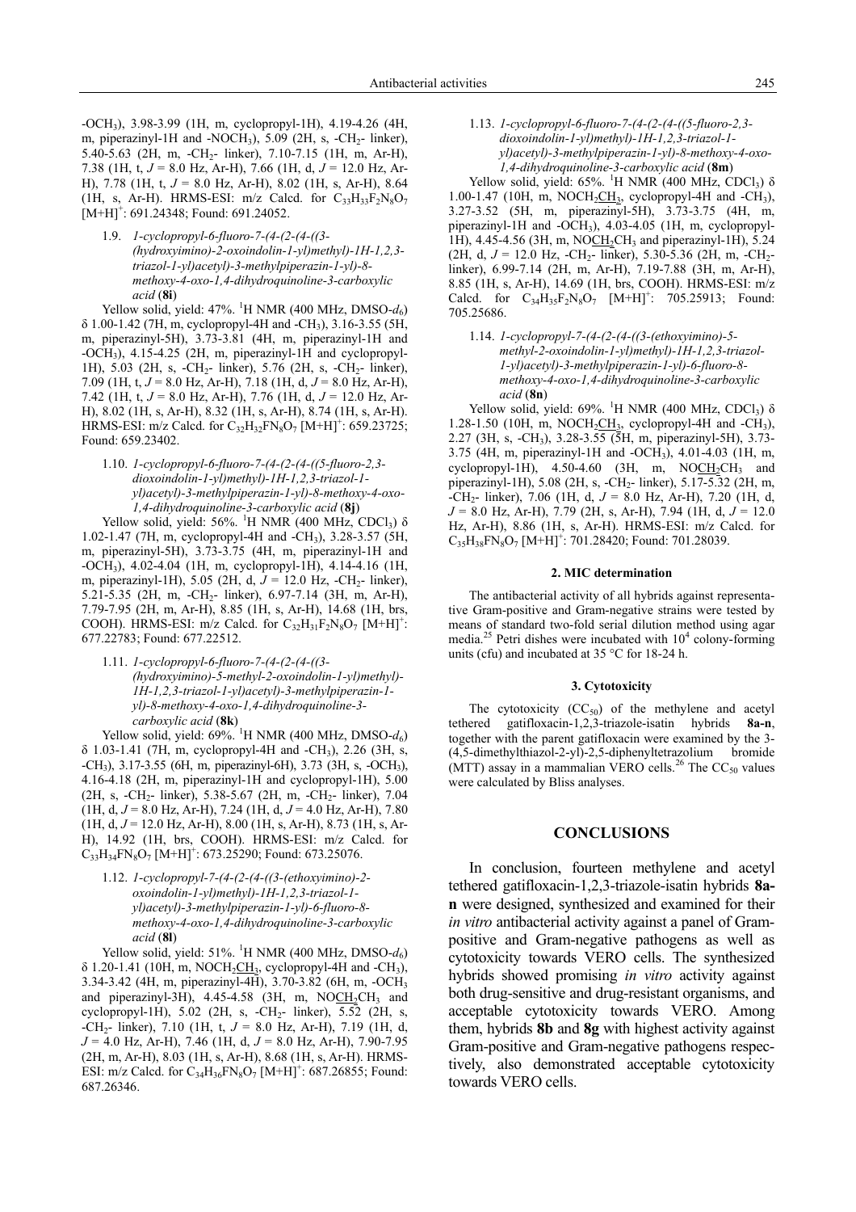-$OCH_3$), 3.98-3.99 (1H, m, cyclopropyl-1H), 4.19-4.26 (4H, m, piperazinyl-1H and -$NOCH_3$), 5.09 (2H, s, -$CH_2$- linker), 5.40-5.63 (2H, m, -$CH_2$- linker), 7.10-7.15 (1H, m, Ar-H), 7.38 (1H, t, $J$ = 8.0 Hz, Ar-H), 7.66 (1H, d, $J$ = 12.0 Hz, Ar-H), 7.78 (1H, t, $J$ = 8.0 Hz, Ar-H), 8.02 (1H, s, Ar-H), 8.64 (1H, s, Ar-H). HRMS-ESI: m/z Calcd. for $C_{33}H_{33}F_2N_8O_7$ $[M+H]^+$: 691.24348; Found: 691.24052.

1.9. *1-cyclopropyl-6-fluoro-7-(4-(2-(4-((3-(hydroxyimino)-2-oxoindolin-1-yl)methyl)-1H-1,2,3-triazol-1-yl)acetyl)-3-methylpiperazin-1-yl)-8-methoxy-4-oxo-1,4-dihydroquinoline-3-carboxylic acid* (**8i**)

Yellow solid, yield: 47%. $^1$H NMR (400 MHz, DMSO-$d_6$) δ 1.00-1.42 (7H, m, cyclopropyl-4H and -$CH_3$), 3.16-3.55 (5H, m, piperazinyl-5H), 3.73-3.81 (4H, m, piperazinyl-1H and -$OCH_3$), 4.15-4.25 (2H, m, piperazinyl-1H and cyclopropyl-1H), 5.03 (2H, s, -$CH_2$- linker), 5.76 (2H, s, -$CH_2$- linker), 7.09 (1H, t, $J$ = 8.0 Hz, Ar-H), 7.18 (1H, d, $J$ = 8.0 Hz, Ar-H), 7.42 (1H, t, $J$ = 8.0 Hz, Ar-H), 7.76 (1H, d, $J$ = 12.0 Hz, Ar-H), 8.02 (1H, s, Ar-H), 8.32 (1H, s, Ar-H), 8.74 (1H, s, Ar-H). HRMS-ESI: m/z Calcd. for $C_{32}H_{32}FN_8O_7$ $[M+H]^+$: 659.23725; Found: 659.23402.

1.10. *1-cyclopropyl-6-fluoro-7-(4-(2-(4-((5-fluoro-2,3-dioxoindolin-1-yl)methyl)-1H-1,2,3-triazol-1-yl)acetyl)-3-methylpiperazin-1-yl)-8-methoxy-4-oxo-1,4-dihydroquinoline-3-carboxylic acid* (**8j**)

Yellow solid, yield: 56%. $^1$H NMR (400 MHz, $CDCl_3$) δ 1.02-1.47 (7H, m, cyclopropyl-4H and -$CH_3$), 3.28-3.57 (5H, m, piperazinyl-5H), 3.73-3.75 (4H, m, piperazinyl-1H and -$OCH_3$), 4.02-4.04 (1H, m, cyclopropyl-1H), 4.14-4.16 (1H, m, piperazinyl-1H), 5.05 (2H, d, $J$ = 12.0 Hz, -$CH_2$- linker), 5.21-5.35 (2H, m, -$CH_2$- linker), 6.97-7.14 (3H, m, Ar-H), 7.79-7.95 (2H, m, Ar-H), 8.85 (1H, s, Ar-H), 14.68 (1H, brs, COOH). HRMS-ESI: m/z Calcd. for $C_{32}H_{31}F_2N_8O_7$ $[M+H]^+$: 677.22783; Found: 677.22512.

1.11. *1-cyclopropyl-6-fluoro-7-(4-(2-(4-((3-(hydroxyimino)-5-methyl-2-oxoindolin-1-yl)methyl)-1H-1,2,3-triazol-1-yl)acetyl)-3-methylpiperazin-1-yl)-8-methoxy-4-oxo-1,4-dihydroquinoline-3-carboxylic acid* (**8k**)

Yellow solid, yield: 69%. $^1$H NMR (400 MHz, DMSO-$d_6$) δ 1.03-1.41 (7H, m, cyclopropyl-4H and -$CH_3$), 2.26 (3H, s, -$CH_3$), 3.17-3.55 (6H, m, piperazinyl-6H), 3.73 (3H, s, -$OCH_3$), 4.16-4.18 (2H, m, piperazinyl-1H and cyclopropyl-1H), 5.00 (2H, s, -$CH_2$- linker), 5.38-5.67 (2H, m, -$CH_2$- linker), 7.04 (1H, d, $J$ = 8.0 Hz, Ar-H), 7.24 (1H, d, $J$ = 4.0 Hz, Ar-H), 7.80 (1H, d, $J$ = 12.0 Hz, Ar-H), 8.00 (1H, s, Ar-H), 8.73 (1H, s, Ar-H), 14.92 (1H, brs, COOH). HRMS-ESI: m/z Calcd. for $C_{33}H_{34}FN_8O_7$ $[M+H]^+$: 673.25290; Found: 673.25076.

1.12. *1-cyclopropyl-7-(4-(2-(4-((3-(ethoxyimino)-2-oxoindolin-1-yl)methyl)-1H-1,2,3-triazol-1-yl)acetyl)-3-methylpiperazin-1-yl)-6-fluoro-8-methoxy-4-oxo-1,4-dihydroquinoline-3-carboxylic acid* (**8l**)

Yellow solid, yield: 51%. $^1$H NMR (400 MHz, DMSO-$d_6$) δ 1.20-1.41 (10H, m, NOCH$_2$CH$_3$, cyclopropyl-4H and -$CH_3$), 3.34-3.42 (4H, m, piperazinyl-4H), 3.70-3.82 (6H, m, -$OCH_3$ and piperazinyl-3H), 4.45-4.58 (3H, m, NOCH$_2$CH$_3$ and cyclopropyl-1H), 5.02 (2H, s, -$CH_2$- linker), 5.52 (2H, s, -$CH_2$- linker), 7.10 (1H, t, $J$ = 8.0 Hz, Ar-H), 7.19 (1H, d, $J$ = 4.0 Hz, Ar-H), 7.46 (1H, d, $J$ = 8.0 Hz, Ar-H), 7.90-7.95 (2H, m, Ar-H), 8.03 (1H, s, Ar-H), 8.68 (1H, s, Ar-H). HRMS-ESI: m/z Calcd. for $C_{34}H_{36}FN_8O_7$ $[M+H]^+$: 687.26855; Found: 687.26346.

1.13. *1-cyclopropyl-6-fluoro-7-(4-(2-(4-((5-fluoro-2,3-dioxoindolin-1-yl)methyl)-1H-1,2,3-triazol-1-yl)acetyl)-3-methylpiperazin-1-yl)-8-methoxy-4-oxo-1,4-dihydroquinoline-3-carboxylic acid* (**8m**)

Yellow solid, yield: 65%. $^1$H NMR (400 MHz, $CDCl_3$) δ 1.00-1.47 (10H, m, NOCH$_2$CH$_3$, cyclopropyl-4H and -$CH_3$), 3.27-3.52 (5H, m, piperazinyl-5H), 3.73-3.75 (4H, m, piperazinyl-1H and -$OCH_3$), 4.03-4.05 (1H, m, cyclopropyl-1H), 4.45-4.56 (3H, m, NOCH$_2$CH$_3$ and piperazinyl-1H), 5.24 (2H, d, $J$ = 12.0 Hz, -$CH_2$- linker), 5.30-5.36 (2H, m, -$CH_2$- linker), 6.99-7.14 (2H, m, Ar-H), 7.19-7.88 (3H, m, Ar-H), 8.85 (1H, s, Ar-H), 14.69 (1H, brs, COOH). HRMS-ESI: m/z Calcd. for $C_{34}H_{35}F_2N_8O_7$ $[M+H]^+$: 705.25913; Found: 705.25686.

1.14. *1-cyclopropyl-7-(4-(2-(4-((3-(ethoxyimino)-5-methyl-2-oxoindolin-1-yl)methyl)-1H-1,2,3-triazol-1-yl)acetyl)-3-methylpiperazin-1-yl)-6-fluoro-8-methoxy-4-oxo-1,4-dihydroquinoline-3-carboxylic acid* (**8n**)

Yellow solid, yield: 69%. $^1$H NMR (400 MHz, $CDCl_3$) δ 1.28-1.50 (10H, m, NOCH$_2$CH$_3$, cyclopropyl-4H and -$CH_3$), 2.27 (3H, s, -$CH_3$), 3.28-3.55 (5H, m, piperazinyl-5H), 3.73-3.75 (4H, m, piperazinyl-1H and -$OCH_3$), 4.01-4.03 (1H, m, cyclopropyl-1H), 4.50-4.60 (3H, m, NOCH$_2$CH$_3$ and piperazinyl-1H), 5.08 (2H, s, -$CH_2$- linker), 5.17-5.32 (2H, m, -$CH_2$- linker), 7.06 (1H, d, $J$ = 8.0 Hz, Ar-H), 7.20 (1H, d, $J$ = 8.0 Hz, Ar-H), 7.79 (2H, s, Ar-H), 7.94 (1H, d, $J$ = 12.0 Hz, Ar-H), 8.86 (1H, s, Ar-H). HRMS-ESI: m/z Calcd. for $C_{35}H_{38}FN_8O_7$ $[M+H]^+$: 701.28420; Found: 701.28039.

### 2. MIC determination

The antibacterial activity of all hybrids against representative Gram-positive and Gram-negative strains were tested by means of standard two-fold serial dilution method using agar media.[25] Petri dishes were incubated with $10^4$ colony-forming units (cfu) and incubated at 35 °C for 18-24 h.

### 3. Cytotoxicity

The cytotoxicity ($CC_{50}$) of the methylene and acetyl tethered gatifloxacin-1,2,3-triazole-isatin hybrids **8a-n**, together with the parent gatifloxacin were examined by the 3-(4,5-dimethylthiazol-2-yl)-2,5-diphenyltetrazolium bromide (MTT) assay in a mammalian VERO cells.[26] The $CC_{50}$ values were calculated by Bliss analyses.

## CONCLUSIONS

In conclusion, fourteen methylene and acetyl tethered gatifloxacin-1,2,3-triazole-isatin hybrids **8a-n** were designed, synthesized and examined for their *in vitro* antibacterial activity against a panel of Gram-positive and Gram-negative pathogens as well as cytotoxicity towards VERO cells. The synthesized hybrids showed promising *in vitro* activity against both drug-sensitive and drug-resistant organisms, and acceptable cytotoxicity towards VERO. Among them, hybrids **8b** and **8g** with highest activity against Gram-positive and Gram-negative pathogens respectively, also demonstrated acceptable cytotoxicity towards VERO cells.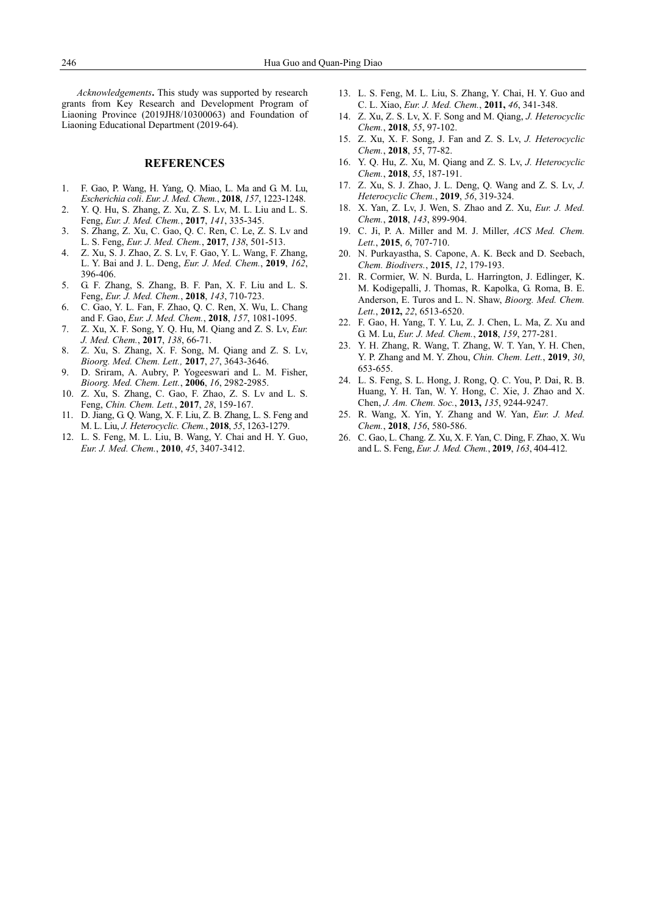*Acknowledgements***.** This study was supported by research grants from Key Research and Development Program of Liaoning Province (2019JH8/10300063) and Foundation of Liaoning Educational Department (2019-64).

## REFERENCES

1. F. Gao, P. Wang, H. Yang, Q. Miao, L. Ma and G. M. Lu, *Escherichia coli*. *Eur. J. Med. Chem.*, **2018**, *157*, 1223-1248.
2. Y. Q. Hu, S. Zhang, Z. Xu, Z. S. Lv, M. L. Liu and L. S. Feng, *Eur. J. Med. Chem.*, **2017**, *141*, 335-345.
3. S. Zhang, Z. Xu, C. Gao, Q. C. Ren, C. Le, Z. S. Lv and L. S. Feng, *Eur. J. Med. Chem.*, **2017**, *138*, 501-513.
4. Z. Xu, S. J. Zhao, Z. S. Lv, F. Gao, Y. L. Wang, F. Zhang, L. Y. Bai and J. L. Deng, *Eur. J. Med. Chem.*, **2019**, *162*, 396-406.
5. G. F. Zhang, S. Zhang, B. F. Pan, X. F. Liu and L. S. Feng, *Eur. J. Med. Chem.*, **2018**, *143*, 710-723.
6. C. Gao, Y. L. Fan, F. Zhao, Q. C. Ren, X. Wu, L. Chang and F. Gao, *Eur. J. Med. Chem.*, **2018**, *157*, 1081-1095.
7. Z. Xu, X. F. Song, Y. Q. Hu, M. Qiang and Z. S. Lv, *Eur. J. Med. Chem.*, **2017**, *138*, 66-71.
8. Z. Xu, S. Zhang, X. F. Song, M. Qiang and Z. S. Lv, *Bioorg. Med. Chem. Lett.,* **2017**, *27*, 3643-3646.
9. D. Sriram, A. Aubry, P. Yogeeswari and L. M. Fisher, *Bioorg. Med. Chem. Lett.*, **2006**, *16*, 2982-2985.
10. Z. Xu, S. Zhang, C. Gao, F. Zhao, Z. S. Lv and L. S. Feng, *Chin. Chem. Lett.*, **2017**, *28*, 159-167.
11. D. Jiang, G. Q. Wang, X. F. Liu, Z. B. Zhang, L. S. Feng and M. L. Liu, *J. Heterocyclic. Chem.*, **2018**, *55*, 1263-1279.
12. L. S. Feng, M. L. Liu, B. Wang, Y. Chai and H. Y. Guo, *Eur. J. Med. Chem.*, **2010**, *45*, 3407-3412.
13. L. S. Feng, M. L. Liu, S. Zhang, Y. Chai, H. Y. Guo and C. L. Xiao, *Eur. J. Med. Chem.*, **2011,** *46*, 341-348.
14. Z. Xu, Z. S. Lv, X. F. Song and M. Qiang, *J. Heterocyclic Chem.*, **2018**, *55*, 97-102.
15. Z. Xu, X. F. Song, J. Fan and Z. S. Lv, *J. Heterocyclic Chem.*, **2018**, *55*, 77-82.
16. Y. Q. Hu, Z. Xu, M. Qiang and Z. S. Lv, *J. Heterocyclic Chem.*, **2018**, *55*, 187-191.
17. Z. Xu, S. J. Zhao, J. L. Deng, Q. Wang and Z. S. Lv, *J. Heterocyclic Chem.*, **2019**, *56*, 319-324.
18. X. Yan, Z. Lv, J. Wen, S. Zhao and Z. Xu, *Eur. J. Med. Chem.*, **2018**, *143*, 899-904.
19. C. Ji, P. A. Miller and M. J. Miller, *ACS Med. Chem. Lett.*, **2015**, *6*, 707-710.
20. N. Purkayastha, S. Capone, A. K. Beck and D. Seebach, *Chem. Biodivers.*, **2015**, *12*, 179-193.
21. R. Cormier, W. N. Burda, L. Harrington, J. Edlinger, K. M. Kodigepalli, J. Thomas, R. Kapolka, G. Roma, B. E. Anderson, E. Turos and L. N. Shaw, *Bioorg. Med. Chem. Lett.*, **2012,** *22*, 6513-6520.
22. F. Gao, H. Yang, T. Y. Lu, Z. J. Chen, L. Ma, Z. Xu and G. M. Lu, *Eur. J. Med. Chem.*, **2018**, *159*, 277-281.
23. Y. H. Zhang, R. Wang, T. Zhang, W. T. Yan, Y. H. Chen, Y. P. Zhang and M. Y. Zhou, *Chin. Chem. Lett.*, **2019**, *30*, 653-655.
24. L. S. Feng, S. L. Hong, J. Rong, Q. C. You, P. Dai, R. B. Huang, Y. H. Tan, W. Y. Hong, C. Xie, J. Zhao and X. Chen, *J. Am. Chem. Soc.*, **2013,** *135*, 9244-9247.
25. R. Wang, X. Yin, Y. Zhang and W. Yan, *Eur. J. Med. Chem.*, **2018**, *156*, 580-586.
26. C. Gao, L. Chang. Z. Xu, X. F. Yan, C. Ding, F. Zhao, X. Wu and L. S. Feng, *Eur. J. Med. Chem.*, **2019**, *163*, 404-412.